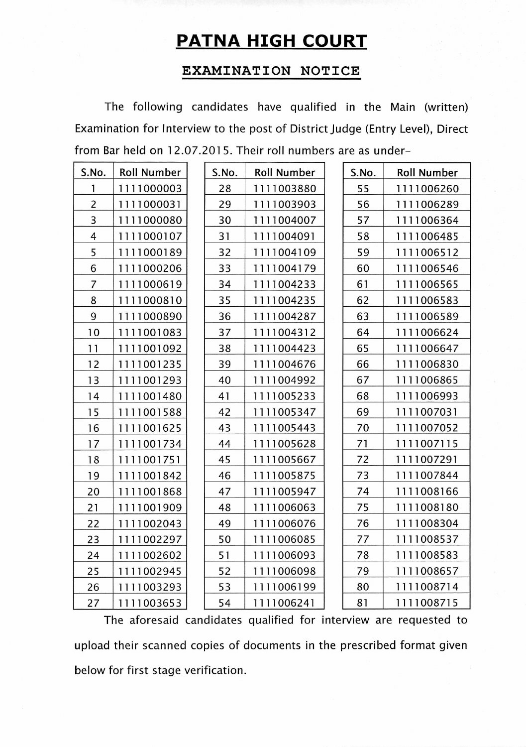# PATNA HIGH COURT

## EXAMINATION NOTICE

The following candidates have qualified in the Main (written) Examination for Interview to the post of District Judge (Entry Level), Direct from Bar held on 12.07.2015. Their roll numbers are as under-

| S.No. | Roll Number | S.No. | Roll Number | S.No. | Roll Number |
|---|---|---|---|---|---|
| 1 | 1111000003 | 28 | 1111003880 | 55 | 1111006260 |
| 2 | 1111000031 | 29 | 1111003903 | 56 | 1111006289 |
| 3 | 1111000080 | 30 | 1111004007 | 57 | 1111006364 |
| 4 | 1111000107 | 31 | 1111004091 | 58 | 1111006485 |
| 5 | 1111000189 | 32 | 1111004109 | 59 | 1111006512 |
| 6 | 1111000206 | 33 | 1111004179 | 60 | 1111006546 |
| 7 | 1111000619 | 34 | 1111004233 | 61 | 1111006565 |
| 8 | 1111000810 | 35 | 1111004235 | 62 | 1111006583 |
| 9 | 1111000890 | 36 | 1111004287 | 63 | 1111006589 |
| 10 | 1111001083 | 37 | 1111004312 | 64 | 1111006624 |
| 11 | 1111001092 | 38 | 1111004423 | 65 | 1111006647 |
| 12 | 1111001235 | 39 | 1111004676 | 66 | 1111006830 |
| 13 | 1111001293 | 40 | 1111004992 | 67 | 1111006865 |
| 14 | 1111001480 | 41 | 1111005233 | 68 | 1111006993 |
| 15 | 1111001588 | 42 | 1111005347 | 69 | 1111007031 |
| 16 | 1111001625 | 43 | 1111005443 | 70 | 1111007052 |
| 17 | 1111001734 | 44 | 1111005628 | 71 | 1111007115 |
| 18 | 1111001751 | 45 | 1111005667 | 72 | 1111007291 |
| 19 | 1111001842 | 46 | 1111005875 | 73 | 1111007844 |
| 20 | 1111001868 | 47 | 1111005947 | 74 | 1111008166 |
| 21 | 1111001909 | 48 | 1111006063 | 75 | 1111008180 |
| 22 | 1111002043 | 49 | 1111006076 | 76 | 1111008304 |
| 23 | 1111002297 | 50 | 1111006085 | 77 | 1111008537 |
| 24 | 1111002602 | 51 | 1111006093 | 78 | 1111008583 |
| 25 | 1111002945 | 52 | 1111006098 | 79 | 1111008657 |
| 26 | 1111003293 | 53 | 1111006199 | 80 | 1111008714 |
| 27 | 1111003653 | 54 | 1111006241 | 81 | 1111008715 |

The aforesaid candidates qualified for interview are requested to upload their scanned copies of documents in the prescribed format given below for first stage verification.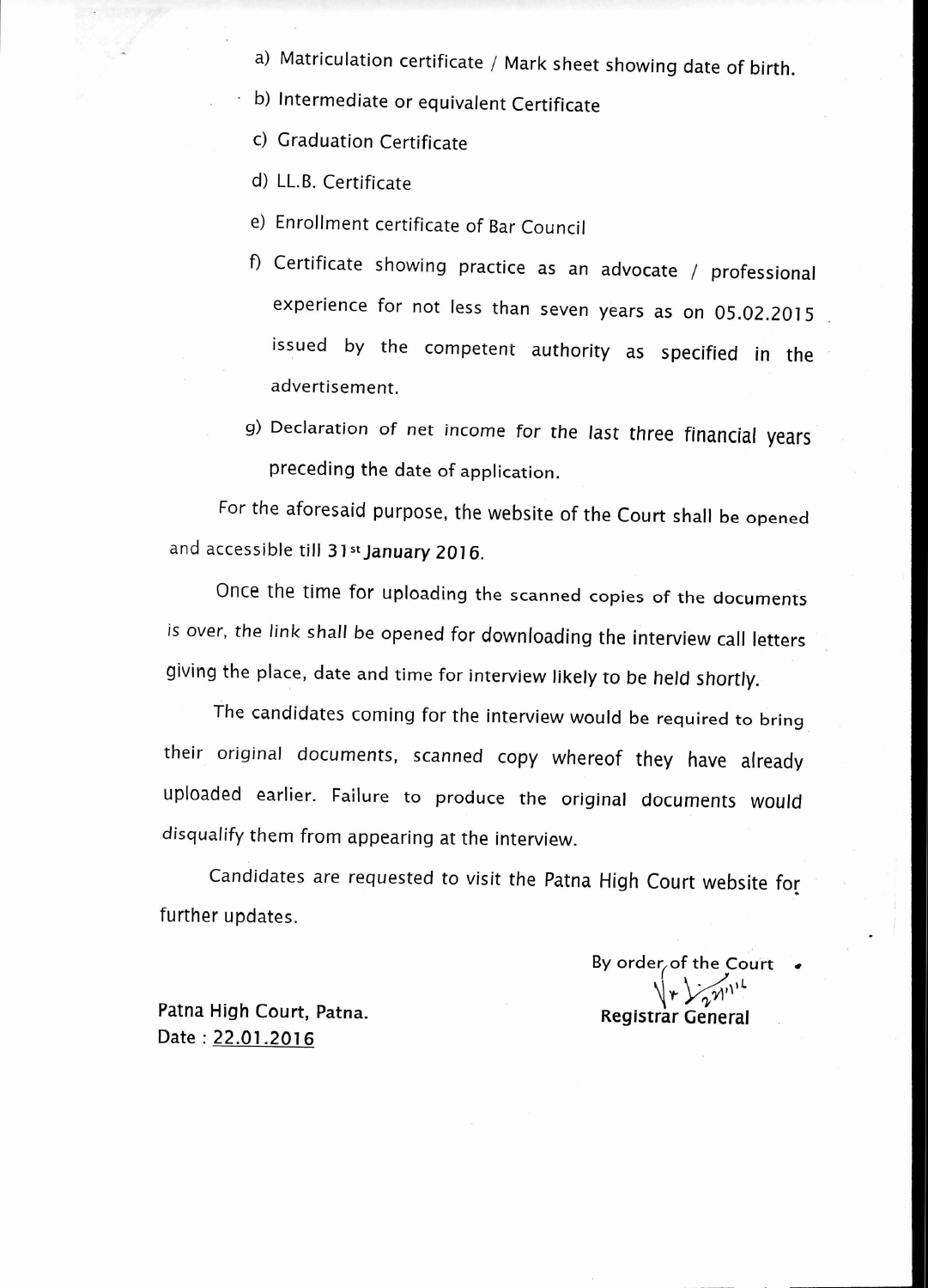a) Matriculation certificate / Mark sheet showing date of birth.

b) Intermediate or equivalent Certificate

c) Graduation Certificate

d) LL.B. Certificate

e) Enrollment certificate of Bar Council

f) Certificate showing practice as an advocate / professional experience for not less than seven years as on 05.02.2015 issued by the competent authority as specified in the advertisement.

g) Declaration of net income for the last three financial years preceding the date of application.

For the aforesaid purpose, the website of the Court shall be opened and accessible till **31st January 2016**.

Once the time for uploading the scanned copies of the documents is over, the link shall be opened for downloading the interview call letters giving the place, date and time for interview likely to be held shortly.

The candidates coming for the interview would be required to bring their original documents, scanned copy whereof they have already uploaded earlier. Failure to produce the original documents would disqualify them from appearing at the interview.

Candidates are requested to visit the Patna High Court website for further updates.

By order of the Court

Registrar General

Patna High Court, Patna.

Date : 22.01.2016